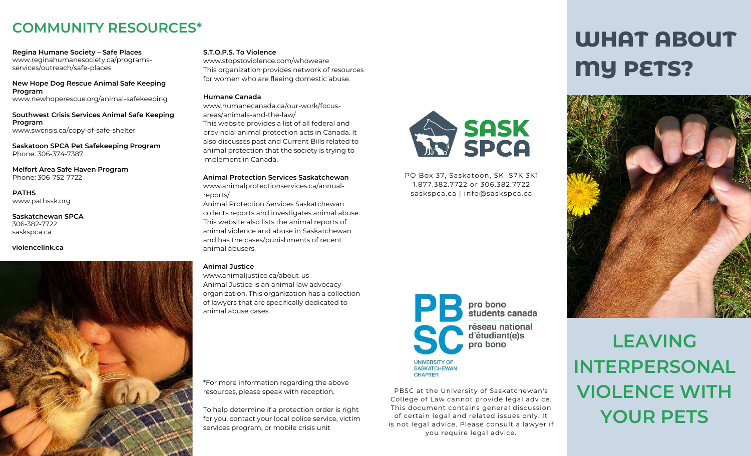## COMMUNITY RESOURCES*

**Regina Humane Society – Safe Places**
www.reginahumanesociety.ca/programs-services/outreach/safe-places

**New Hope Dog Rescue Animal Safe Keeping Program**
www.newhoperescue.org/animal-safekeeping

**Southwest Crisis Services Animal Safe Keeping Program**
www.swcrisis.ca/copy-of-safe-shelter

**Saskatoon SPCA Pet Safekeeping Program**
Phone: 306-374-7387

**Melfort Area Safe Haven Program**
Phone: 306-752-7722

**PATHS**
www.pathssk.org

**Saskatchewan SPCA**
306-382-7722
saskspca.ca

**violencelink.ca**

**S.T.O.P.S. To Violence**
www.stopstoviolence.com/whoweare
This organization provides network of resources for women who are fleeing domestic abuse.

**Humane Canada**
www.humanecanada.ca/our-work/focus-areas/animals-and-the-law/
This website provides a list of all federal and provincial animal protection acts in Canada. It also discusses past and Current Bills related to animal protection that the society is trying to implement in Canada.

**Animal Protection Services Saskatchewan**
www.animalprotectionservices.ca/annual-reports/
Animal Protection Services Saskatchewan collects reports and investigates animal abuse. This website also lists the animal reports of animal violence and abuse in Saskatchewan and has the cases/punishments of recent animal abusers.

**Animal Justice**
www.animaljustice.ca/about-us
Animal Justice is an animal law advocacy organization. This organization has a collection of lawyers that are specifically dedicated to animal abuse cases.

*For more information regarding the above resources, please speak with reception.

To help determine if a protection order is right for you, contact your local police service, victim services program, or mobile crisis unit

SASK SPCA

PO Box 37, Saskatoon, SK S7K 3K1
1.877.382.7722 or 306.382.7722
saskspca.ca | info@saskspca.ca

PBSC pro bono students canada
réseau national d'étudiant(e)s pro bono
UNIVERSITY OF SASKATCHEWAN CHAPTER

PBSC at the University of Saskatchewan's College of Law cannot provide legal advice. This document contains general discussion of certain legal and related issues only. It is not legal advice. Please consult a lawyer if you require legal advice.

# WHAT ABOUT MY PETS?

## LEAVING INTERPERSONAL VIOLENCE WITH YOUR PETS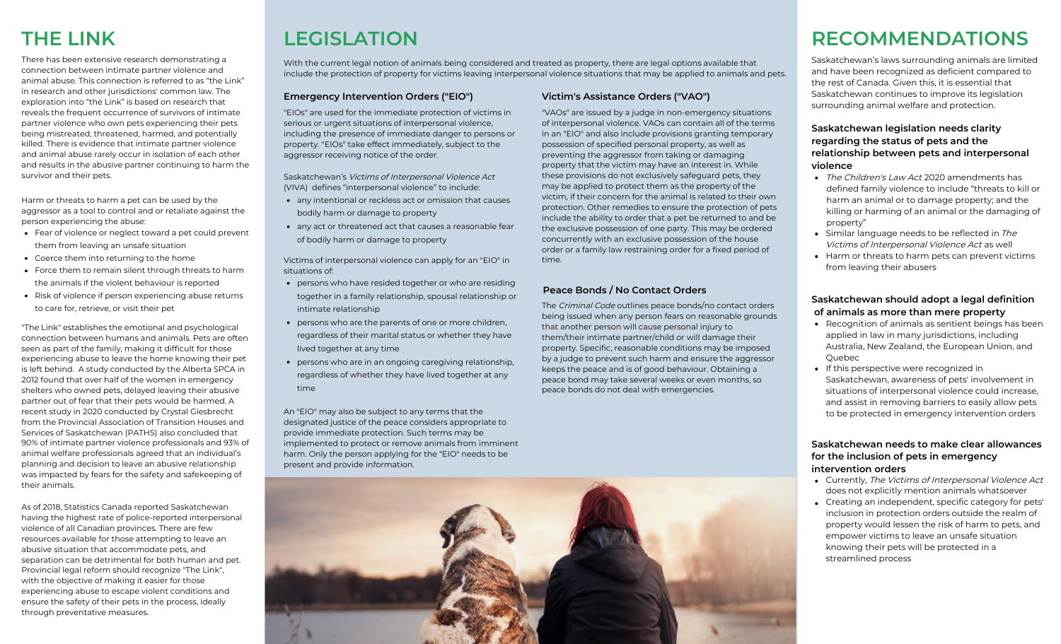# THE LINK

There has been extensive research demonstrating a connection between intimate partner violence and animal abuse. This connection is referred to as "the Link" in research and other jurisdictions' common law. The exploration into "the Link" is based on research that reveals the frequent occurrence of survivors of intimate partner violence who own pets experiencing their pets being mistreated, threatened, harmed, and potentially killed. There is evidence that intimate partner violence and animal abuse rarely occur in isolation of each other and results in the abusive partner continuing to harm the survivor and their pets.

Harm or threats to harm a pet can be used by the aggressor as a tool to control and or retaliate against the person experiencing the abuse:

- Fear of violence or neglect toward a pet could prevent them from leaving an unsafe situation
- Coerce them into returning to the home
- Force them to remain silent through threats to harm the animals if the violent behaviour is reported
- Risk of violence if person experiencing abuse returns to care for, retrieve, or visit their pet

"The Link" establishes the emotional and psychological connection between humans and animals. Pets are often seen as part of the family, making it difficult for those experiencing abuse to leave the home knowing their pet is left behind. A study conducted by the Alberta SPCA in 2012 found that over half of the women in emergency shelters who owned pets, delayed leaving their abusive partner out of fear that their pets would be harmed. A recent study in 2020 conducted by Crystal Giesbrecht from the Provincial Association of Transition Houses and Services of Saskatchewan (PATHS) also concluded that 90% of intimate partner violence professionals and 93% of animal welfare professionals agreed that an individual's planning and decision to leave an abusive relationship was impacted by fears for the safety and safekeeping of their animals.

As of 2018, Statistics Canada reported Saskatchewan having the highest rate of police-reported interpersonal violence of all Canadian provinces. There are few resources available for those attempting to leave an abusive situation that accommodate pets, and separation can be detrimental for both human and pet. Provincial legal reform should recognize "The Link", with the objective of making it easier for those experiencing abuse to escape violent conditions and ensure the safety of their pets in the process, ideally through preventative measures.

# LEGISLATION

With the current legal notion of animals being considered and treated as property, there are legal options available that include the protection of property for victims leaving interpersonal violence situations that may be applied to animals and pets.

### Emergency Intervention Orders ("EIO")

"EIOs" are used for the immediate protection of victims in serious or urgent situations of interpersonal violence, including the presence of immediate danger to persons or property. "EIOs" take effect immediately, subject to the aggressor receiving notice of the order.

Saskatchewan's *Victims of Interpersonal Violence Act* (VIVA) defines "interpersonal violence" to include:

- any intentional or reckless act or omission that causes bodily harm or damage to property
- any act or threatened act that causes a reasonable fear of bodily harm or damage to property

Victims of interpersonal violence can apply for an "EIO" in situations of:

- persons who have resided together or who are residing together in a family relationship, spousal relationship or intimate relationship
- persons who are the parents of one or more children, regardless of their marital status or whether they have lived together at any time
- persons who are in an ongoing caregiving relationship, regardless of whether they have lived together at any time

An "EIO" may also be subject to any terms that the designated justice of the peace considers appropriate to provide immediate protection. Such terms may be implemented to protect or remove animals from imminent harm. Only the person applying for the "EIO" needs to be present and provide information.

### Victim's Assistance Orders ("VAO")

"VAOs" are issued by a judge in non-emergency situations of interpersonal violence. VAOs can contain all of the terms in an "EIO" and also include provisions granting temporary possession of specified personal property, as well as preventing the aggressor from taking or damaging property that the victim may have an interest in. While these provisions do not exclusively safeguard pets, they may be applied to protect them as the property of the victim, if their concern for the animal is related to their own protection. Other remedies to ensure the protection of pets include the ability to order that a pet be returned to and be the exclusive possession of one party. This may be ordered concurrently with an exclusive possession of the house order or a family law restraining order for a fixed period of time.

### Peace Bonds / No Contact Orders

The *Criminal Code* outlines peace bonds/no contact orders being issued when any person fears on reasonable grounds that another person will cause personal injury to them/their intimate partner/child or will damage their property. Specific, reasonable conditions may be imposed by a judge to prevent such harm and ensure the aggressor keeps the peace and is of good behaviour. Obtaining a peace bond may take several weeks or even months, so peace bonds do not deal with emergencies.

# RECOMMENDATIONS

Saskatchewan's laws surrounding animals are limited and have been recognized as deficient compared to the rest of Canada. Given this, it is essential that Saskatchewan continues to improve its legislation surrounding animal welfare and protection.

### Saskatchewan legislation needs clarity regarding the status of pets and the relationship between pets and interpersonal violence

- *The Children's Law Act* 2020 amendments has defined family violence to include "threats to kill or harm an animal or to damage property; and the killing or harming of an animal or the damaging of property"
- Similar language needs to be reflected in *The Victims of Interpersonal Violence Act* as well
- Harm or threats to harm pets can prevent victims from leaving their abusers

### Saskatchewan should adopt a legal definition of animals as more than mere property

- Recognition of animals as sentient beings has been applied in law in many jurisdictions, including Australia, New Zealand, the European Union, and Quebec
- If this perspective were recognized in Saskatchewan, awareness of pets' involvement in situations of interpersonal violence could increase, and assist in removing barriers to easily allow pets to be protected in emergency intervention orders

### Saskatchewan needs to make clear allowances for the inclusion of pets in emergency intervention orders

- Currently, *The Victims of Interpersonal Violence Act* does not explicitly mention animals whatsoever
- Creating an independent, specific category for pets' inclusion in protection orders outside the realm of property would lessen the risk of harm to pets, and empower victims to leave an unsafe situation knowing their pets will be protected in a streamlined process